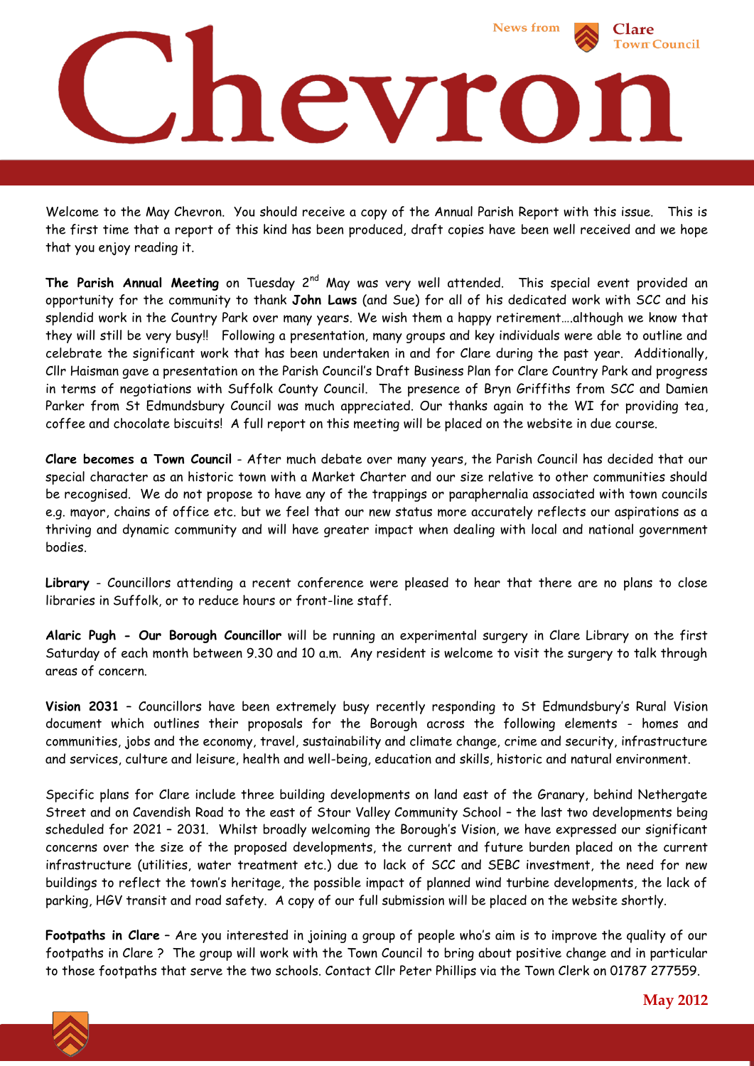News from Clare Town Council

# Chevron

Welcome to the May Chevron. You should receive a copy of the Annual Parish Report with this issue. This is the first time that a report of this kind has been produced, draft copies have been well received and we hope that you enjoy reading it.

**The Parish Annual Meeting** on Tuesday 2nd May was very well attended. This special event provided an opportunity for the community to thank **John Laws** (and Sue) for all of his dedicated work with SCC and his splendid work in the Country Park over many years. We wish them a happy retirement….although we know that they will still be very busy!! Following a presentation, many groups and key individuals were able to outline and celebrate the significant work that has been undertaken in and for Clare during the past year. Additionally, Cllr Haisman gave a presentation on the Parish Council's Draft Business Plan for Clare Country Park and progress in terms of negotiations with Suffolk County Council. The presence of Bryn Griffiths from SCC and Damien Parker from St Edmundsbury Council was much appreciated. Our thanks again to the WI for providing tea, coffee and chocolate biscuits! A full report on this meeting will be placed on the website in due course.

**Clare becomes a Town Council** - After much debate over many years, the Parish Council has decided that our special character as an historic town with a Market Charter and our size relative to other communities should be recognised. We do not propose to have any of the trappings or paraphernalia associated with town councils e.g. mayor, chains of office etc. but we feel that our new status more accurately reflects our aspirations as a thriving and dynamic community and will have greater impact when dealing with local and national government bodies.

**Library** - Councillors attending a recent conference were pleased to hear that there are no plans to close libraries in Suffolk, or to reduce hours or front-line staff.

**Alaric Pugh - Our Borough Councillor** will be running an experimental surgery in Clare Library on the first Saturday of each month between 9.30 and 10 a.m. Any resident is welcome to visit the surgery to talk through areas of concern.

**Vision 2031** – Councillors have been extremely busy recently responding to St Edmundsbury's Rural Vision document which outlines their proposals for the Borough across the following elements - homes and communities, jobs and the economy, travel, sustainability and climate change, crime and security, infrastructure and services, culture and leisure, health and well-being, education and skills, historic and natural environment.

Specific plans for Clare include three building developments on land east of the Granary, behind Nethergate Street and on Cavendish Road to the east of Stour Valley Community School – the last two developments being scheduled for 2021 – 2031. Whilst broadly welcoming the Borough's Vision, we have expressed our significant concerns over the size of the proposed developments, the current and future burden placed on the current infrastructure (utilities, water treatment etc.) due to lack of SCC and SEBC investment, the need for new buildings to reflect the town's heritage, the possible impact of planned wind turbine developments, the lack of parking, HGV transit and road safety. A copy of our full submission will be placed on the website shortly.

**Footpaths in Clare** – Are you interested in joining a group of people who's aim is to improve the quality of our footpaths in Clare ? The group will work with the Town Council to bring about positive change and in particular to those footpaths that serve the two schools. Contact Cllr Peter Phillips via the Town Clerk on 01787 277559.

May 2012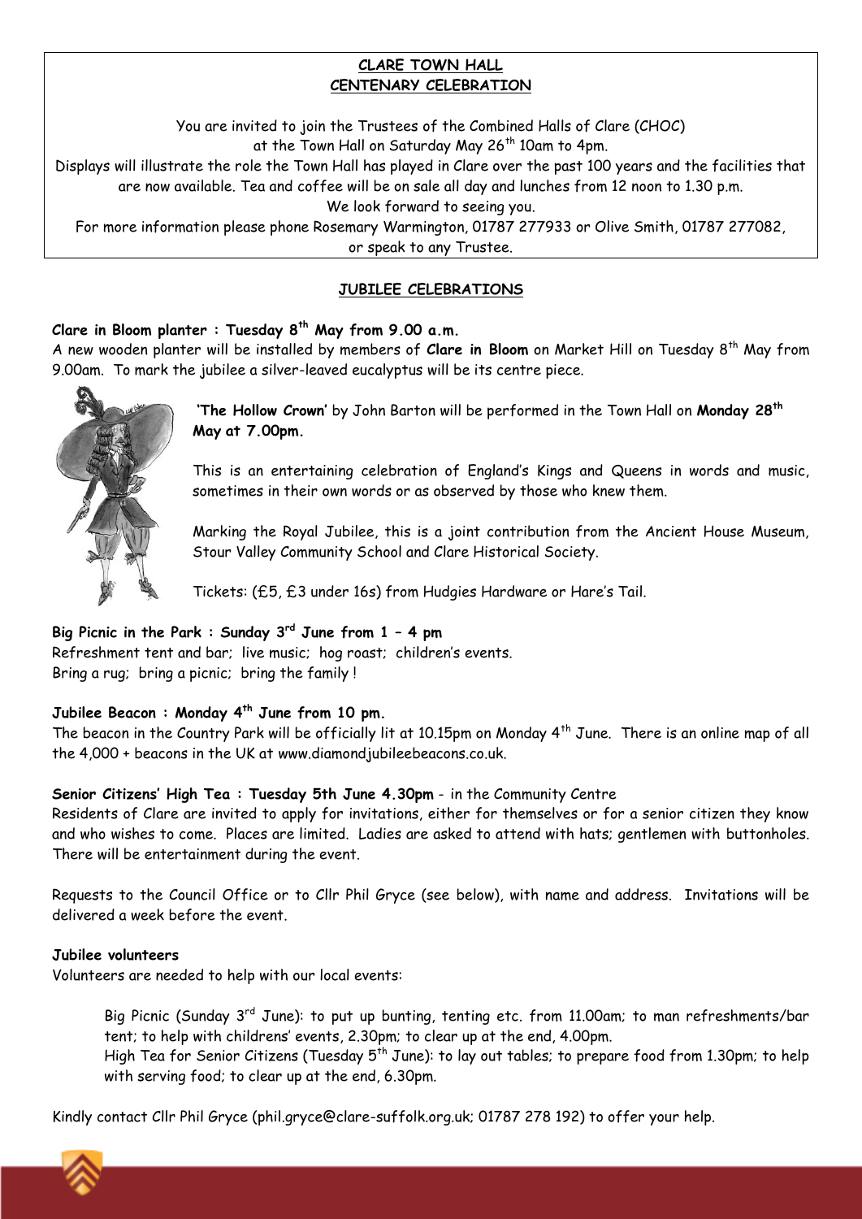**CLARE TOWN HALL**
**CENTENARY CELEBRATION**

You are invited to join the Trustees of the Combined Halls of Clare (CHOC) at the Town Hall on Saturday May 26th 10am to 4pm.
Displays will illustrate the role the Town Hall has played in Clare over the past 100 years and the facilities that are now available. Tea and coffee will be on sale all day and lunches from 12 noon to 1.30 p.m.
We look forward to seeing you.
For more information please phone Rosemary Warmington, 01787 277933 or Olive Smith, 01787 277082, or speak to any Trustee.

## JUBILEE CELEBRATIONS

**Clare in Bloom planter : Tuesday 8th May from 9.00 a.m.**
A new wooden planter will be installed by members of **Clare in Bloom** on Market Hill on Tuesday 8th May from 9.00am. To mark the jubilee a silver-leaved eucalyptus will be its centre piece.

**'The Hollow Crown'** by John Barton will be performed in the Town Hall on **Monday 28th May at 7.00pm.**

This is an entertaining celebration of England's Kings and Queens in words and music, sometimes in their own words or as observed by those who knew them.

Marking the Royal Jubilee, this is a joint contribution from the Ancient House Museum, Stour Valley Community School and Clare Historical Society.

Tickets: (£5, £3 under 16s) from Hudgies Hardware or Hare's Tail.

**Big Picnic in the Park : Sunday 3rd June from 1 – 4 pm**
Refreshment tent and bar; live music; hog roast; children's events.
Bring a rug; bring a picnic; bring the family !

**Jubilee Beacon : Monday 4th June from 10 pm.**
The beacon in the Country Park will be officially lit at 10.15pm on Monday 4th June. There is an online map of all the 4,000 + beacons in the UK at www.diamondjubileebeacons.co.uk.

**Senior Citizens' High Tea : Tuesday 5th June 4.30pm** - in the Community Centre
Residents of Clare are invited to apply for invitations, either for themselves or for a senior citizen they know and who wishes to come. Places are limited. Ladies are asked to attend with hats; gentlemen with buttonholes. There will be entertainment during the event.

Requests to the Council Office or to Cllr Phil Gryce (see below), with name and address. Invitations will be delivered a week before the event.

**Jubilee volunteers**
Volunteers are needed to help with our local events:

Big Picnic (Sunday 3rd June): to put up bunting, tenting etc. from 11.00am; to man refreshments/bar tent; to help with childrens' events, 2.30pm; to clear up at the end, 4.00pm.
High Tea for Senior Citizens (Tuesday 5th June): to lay out tables; to prepare food from 1.30pm; to help with serving food; to clear up at the end, 6.30pm.

Kindly contact Cllr Phil Gryce (phil.gryce@clare-suffolk.org.uk; 01787 278 192) to offer your help.